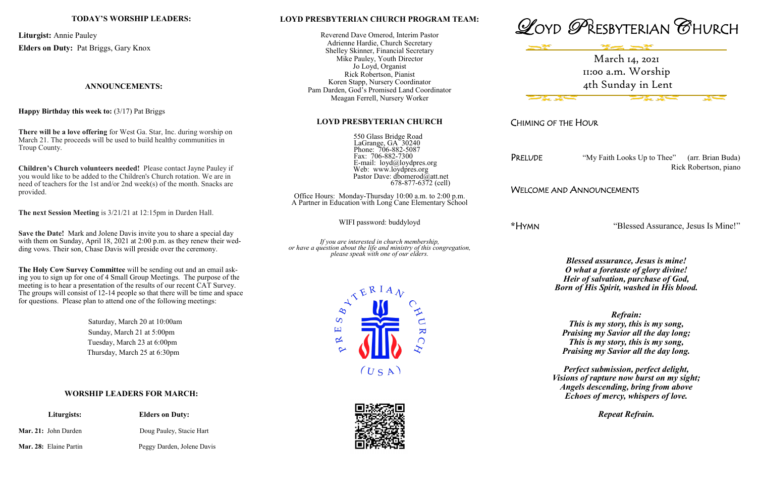**TODAY'S WORSHIP LEADERS:**

**Liturgist:** Annie Pauley

**Elders on Duty:** Pat Briggs, Gary Knox

**ANNOUNCEMENTS:**

**Happy Birthday this week to:** (3/17) Pat Briggs

**There will be a love offering** for West Ga. Star, Inc. during worship on March 21. The proceeds will be used to build healthy communities in Troup County.

**Children's Church volunteers needed!** Please contact Jayne Pauley if you would like to be added to the Children's Church rotation. We are in need of teachers for the 1st and/or 2nd week(s) of the month. Snacks are provided.

**The next Session Meeting** is 3/21/21 at 12:15pm in Darden Hall.

**Save the Date!** Mark and Jolene Davis invite you to share a special day with them on Sunday, April 18, 2021 at 2:00 p.m. as they renew their wedding vows. Their son, Chase Davis will preside over the ceremony.

**The Holy Cow Survey Committee** will be sending out and an email asking you to sign up for one of 4 Small Group Meetings. The purpose of the meeting is to hear a presentation of the results of our recent CAT Survey. The groups will consist of 12-14 people so that there will be time and space for questions. Please plan to attend one of the following meetings:

Saturday, March 20 at 10:00am
Sunday, March 21 at 5:00pm
Tuesday, March 23 at 6:00pm
Thursday, March 25 at 6:30pm

**WORSHIP LEADERS FOR MARCH:**

| **Liturgists:** | **Elders on Duty:** |
|---|---|
| **Mar. 21:** John Darden | Doug Pauley, Stacie Hart |
| **Mar. 28:** Elaine Partin | Peggy Darden, Jolene Davis |

**LOYD PRESBYTERIAN CHURCH PROGRAM TEAM:**

Reverend Dave Omerod, Interim Pastor
Adrienne Hardie, Church Secretary
Shelley Skinner, Financial Secretary
Mike Pauley, Youth Director
Jo Loyd, Organist
Rick Robertson, Pianist
Koren Stapp, Nursery Coordinator
Pam Darden, God's Promised Land Coordinator
Meagan Ferrell, Nursery Worker

**LOYD PRESBYTERIAN CHURCH**

550 Glass Bridge Road
LaGrange, GA 30240
Phone: 706-882-5087
Fax: 706-882-7300
E-mail: loyd@loydpres.org
Web: www.loydpres.org
Pastor Dave: dbomerod@att.net
678-877-6372 (cell)

Office Hours: Monday-Thursday 10:00 a.m. to 2:00 p.m.
A Partner in Education with Long Cane Elementary School

WIFI password: buddyloyd

*If you are interested in church membership, or have a question about the life and ministry of this congregation, please speak with one of our elders.*

# LOYD PRESBYTERIAN CHURCH

March 14, 2021
11:00 a.m. Worship
4th Sunday in Lent

CHIMING OF THE HOUR

PRELUDE "My Faith Looks Up to Thee" (arr. Brian Buda)
Rick Robertson, piano

WELCOME AND ANNOUNCEMENTS

*HYMN "Blessed Assurance, Jesus Is Mine!"

***Blessed assurance, Jesus is mine!***
***O what a foretaste of glory divine!***
***Heir of salvation, purchase of God,***
***Born of His Spirit, washed in His blood.***

***Refrain:***
***This is my story, this is my song,***
***Praising my Savior all the day long;***
***This is my story, this is my song,***
***Praising my Savior all the day long.***

***Perfect submission, perfect delight,***
***Visions of rapture now burst on my sight;***
***Angels descending, bring from above***
***Echoes of mercy, whispers of love.***

***Repeat Refrain.***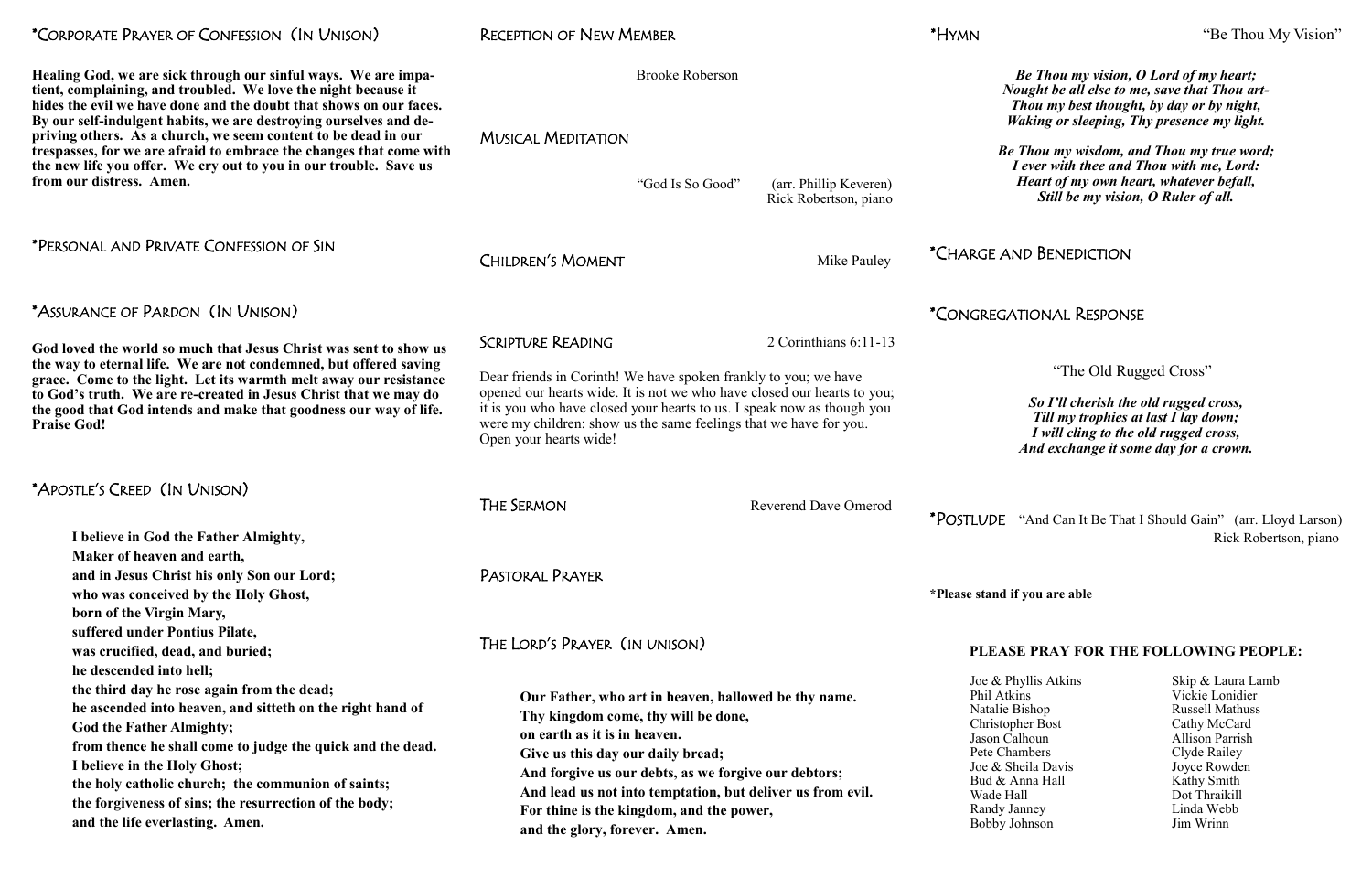## \*Corporate Prayer of Confession (In Unison)

**Healing God, we are sick through our sinful ways. We are impatient, complaining, and troubled. We love the night because it hides the evil we have done and the doubt that shows on our faces. By our self-indulgent habits, we are destroying ourselves and depriving others. As a church, we seem content to be dead in our trespasses, for we are afraid to embrace the changes that come with the new life you offer. We cry out to you in our trouble. Save us from our distress. Amen.**

## \*Personal and Private Confession of Sin

## \*Assurance of Pardon (In Unison)

**God loved the world so much that Jesus Christ was sent to show us the way to eternal life. We are not condemned, but offered saving grace. Come to the light. Let its warmth melt away our resistance to God's truth. We are re-created in Jesus Christ that we may do the good that God intends and make that goodness our way of life. Praise God!**

## \*Apostle's Creed (In Unison)

**I believe in God the Father Almighty,**
**Maker of heaven and earth,**
**and in Jesus Christ his only Son our Lord;**
**who was conceived by the Holy Ghost,**
**born of the Virgin Mary,**
**suffered under Pontius Pilate,**
**was crucified, dead, and buried;**
**he descended into hell;**
**the third day he rose again from the dead;**
**he ascended into heaven, and sitteth on the right hand of God the Father Almighty;**
**from thence he shall come to judge the quick and the dead.**
**I believe in the Holy Ghost;**
**the holy catholic church; the communion of saints;**
**the forgiveness of sins; the resurrection of the body;**
**and the life everlasting. Amen.**

## Reception of New Member

Brooke Roberson

## Musical Meditation

"God Is So Good" (arr. Phillip Keveren)
Rick Robertson, piano

## Children's Moment

Mike Pauley

## Scripture Reading

2 Corinthians 6:11-13

Dear friends in Corinth! We have spoken frankly to you; we have opened our hearts wide. It is not we who have closed our hearts to you; it is you who have closed your hearts to us. I speak now as though you were my children: show us the same feelings that we have for you. Open your hearts wide!

## The Sermon

Reverend Dave Omerod

## Pastoral Prayer

## The Lord's Prayer (in unison)

**Our Father, who art in heaven, hallowed be thy name.**
**Thy kingdom come, thy will be done,**
**on earth as it is in heaven.**
**Give us this day our daily bread;**
**And forgive us our debts, as we forgive our debtors;**
**And lead us not into temptation, but deliver us from evil.**
**For thine is the kingdom, and the power,**
**and the glory, forever. Amen.**

## \*Hymn

"Be Thou My Vision"

***Be Thou my vision, O Lord of my heart;***
***Nought be all else to me, save that Thou art-***
***Thou my best thought, by day or by night,***
***Waking or sleeping, Thy presence my light.***

***Be Thou my wisdom, and Thou my true word;***
***I ever with thee and Thou with me, Lord:***
***Heart of my own heart, whatever befall,***
***Still be my vision, O Ruler of all.***

## \*Charge and Benediction

## \*Congregational Response

"The Old Rugged Cross"

***So I'll cherish the old rugged cross,***
***Till my trophies at last I lay down;***
***I will cling to the old rugged cross,***
***And exchange it some day for a crown.***

## \*Postlude

"And Can It Be That I Should Gain" (arr. Lloyd Larson)
Rick Robertson, piano

**\*Please stand if you are able**

### PLEASE PRAY FOR THE FOLLOWING PEOPLE:

| | |
|---|---|
| Joe & Phyllis Atkins | Skip & Laura Lamb |
| Phil Atkins | Vickie Lonidier |
| Natalie Bishop | Russell Mathuss |
| Christopher Bost | Cathy McCard |
| Jason Calhoun | Allison Parrish |
| Pete Chambers | Clyde Railey |
| Joe & Sheila Davis | Joyce Rowden |
| Bud & Anna Hall | Kathy Smith |
| Wade Hall | Dot Thraikill |
| Randy Janney | Linda Webb |
| Bobby Johnson | Jim Wrinn |